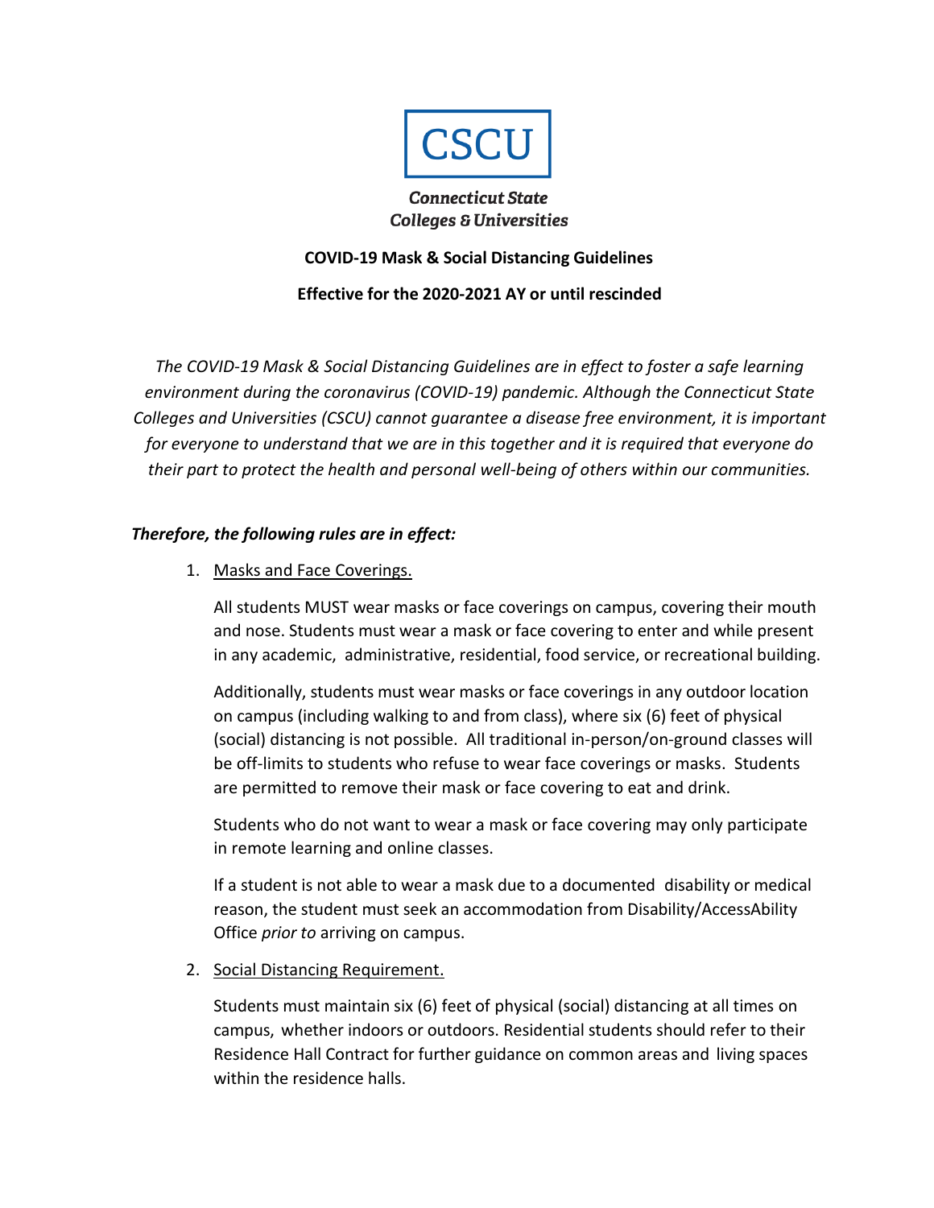CSCU

***Connecticut State Colleges & Universities***

**COVID-19 Mask & Social Distancing Guidelines**

**Effective for the 2020-2021 AY or until rescinded**

*The COVID-19 Mask & Social Distancing Guidelines are in effect to foster a safe learning environment during the coronavirus (COVID-19) pandemic. Although the Connecticut State Colleges and Universities (CSCU) cannot guarantee a disease free environment, it is important for everyone to understand that we are in this together and it is required that everyone do their part to protect the health and personal well-being of others within our communities.*

***Therefore, the following rules are in effect:***

1. <u>Masks and Face Coverings.</u>

   All students MUST wear masks or face coverings on campus, covering their mouth and nose. Students must wear a mask or face covering to enter and while present in any academic, administrative, residential, food service, or recreational building.

   Additionally, students must wear masks or face coverings in any outdoor location on campus (including walking to and from class), where six (6) feet of physical (social) distancing is not possible. All traditional in-person/on-ground classes will be off-limits to students who refuse to wear face coverings or masks. Students are permitted to remove their mask or face covering to eat and drink.

   Students who do not want to wear a mask or face covering may only participate in remote learning and online classes.

   If a student is not able to wear a mask due to a documented disability or medical reason, the student must seek an accommodation from Disability/AccessAbility Office *prior to* arriving on campus.

2. <u>Social Distancing Requirement.</u>

   Students must maintain six (6) feet of physical (social) distancing at all times on campus, whether indoors or outdoors. Residential students should refer to their Residence Hall Contract for further guidance on common areas and living spaces within the residence halls.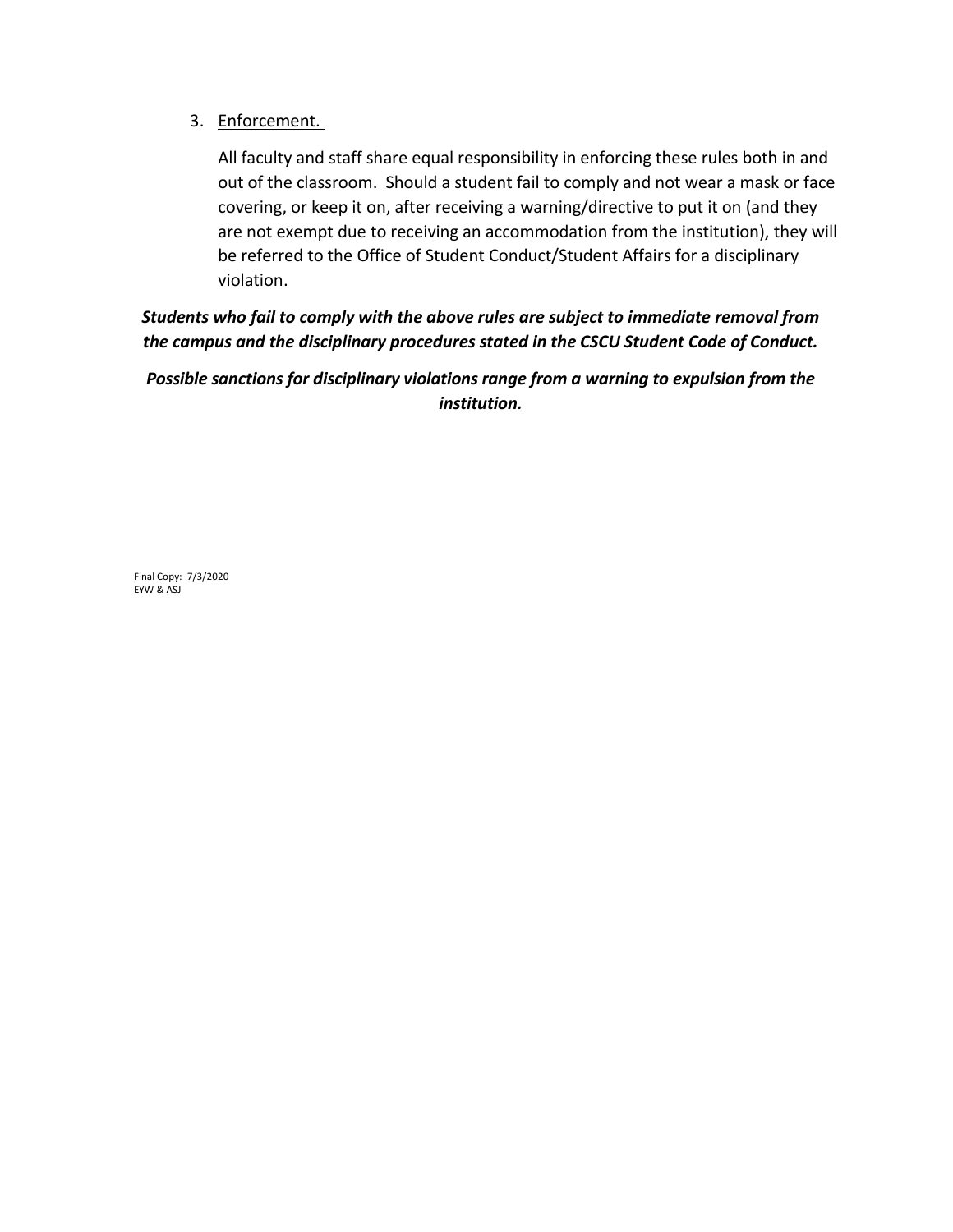3. Enforcement.

   All faculty and staff share equal responsibility in enforcing these rules both in and out of the classroom. Should a student fail to comply and not wear a mask or face covering, or keep it on, after receiving a warning/directive to put it on (and they are not exempt due to receiving an accommodation from the institution), they will be referred to the Office of Student Conduct/Student Affairs for a disciplinary violation.

***Students who fail to comply with the above rules are subject to immediate removal from the campus and the disciplinary procedures stated in the CSCU Student Code of Conduct.***

***Possible sanctions for disciplinary violations range from a warning to expulsion from the institution.***

Final Copy: 7/3/2020
EYW & ASJ